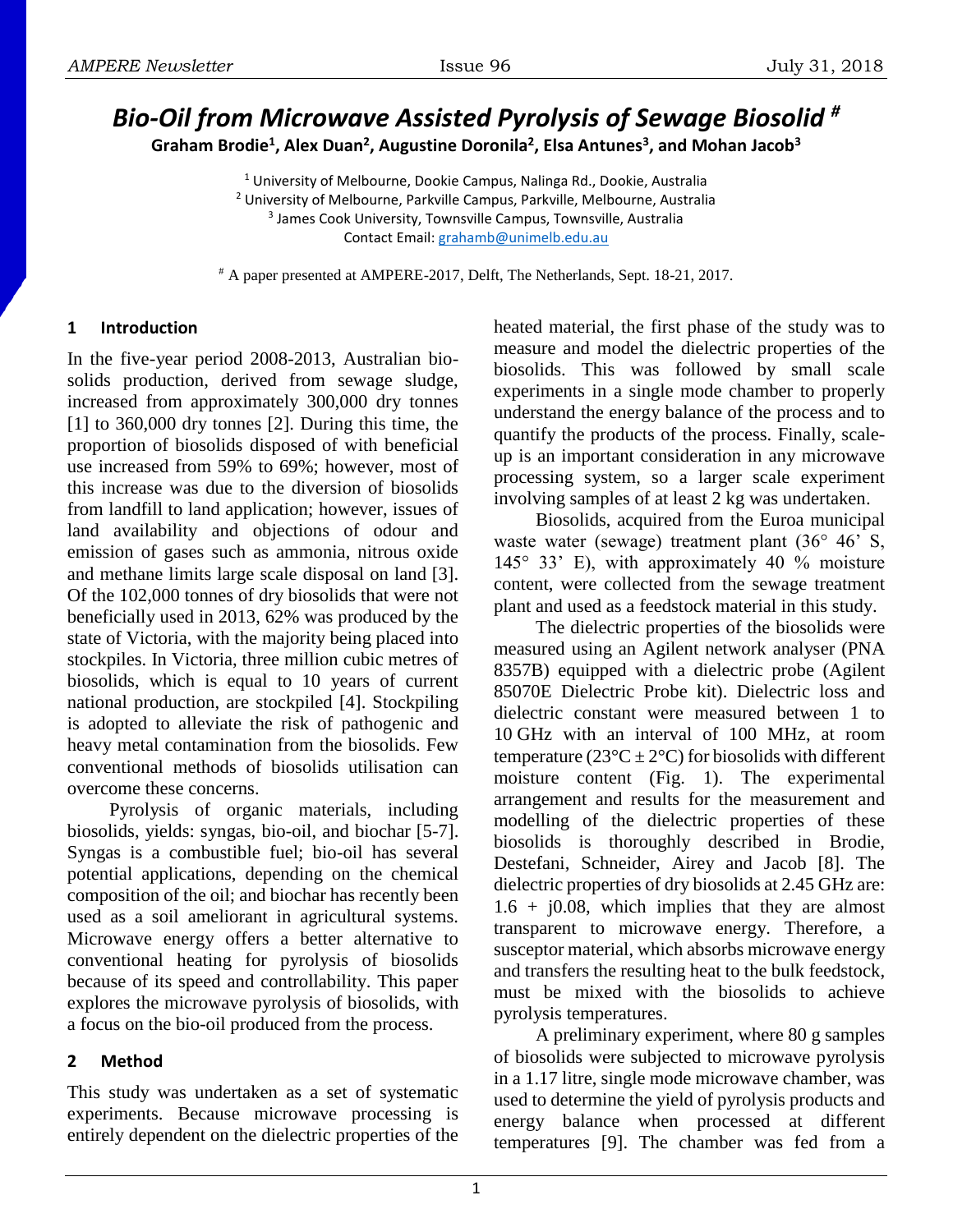# *Bio-Oil from Microwave Assisted Pyrolysis of Sewage Biosolid* [#]

**Graham Brodie[1], Alex Duan[2], Augustine Doronila[2], Elsa Antunes[3], and Mohan Jacob[3]**

[1] University of Melbourne, Dookie Campus, Nalinga Rd., Dookie, Australia
[2] University of Melbourne, Parkville Campus, Parkville, Melbourne, Australia
[3] James Cook University, Townsville Campus, Townsville, Australia
Contact Email: grahamb@unimelb.edu.au

[#] A paper presented at AMPERE-2017, Delft, The Netherlands, Sept. 18-21, 2017.

## 1 Introduction

In the five-year period 2008-2013, Australian biosolids production, derived from sewage sludge, increased from approximately 300,000 dry tonnes [1] to 360,000 dry tonnes [2]. During this time, the proportion of biosolids disposed of with beneficial use increased from 59% to 69%; however, most of this increase was due to the diversion of biosolids from landfill to land application; however, issues of land availability and objections of odour and emission of gases such as ammonia, nitrous oxide and methane limits large scale disposal on land [3]. Of the 102,000 tonnes of dry biosolids that were not beneficially used in 2013, 62% was produced by the state of Victoria, with the majority being placed into stockpiles. In Victoria, three million cubic metres of biosolids, which is equal to 10 years of current national production, are stockpiled [4]. Stockpiling is adopted to alleviate the risk of pathogenic and heavy metal contamination from the biosolids. Few conventional methods of biosolids utilisation can overcome these concerns.

Pyrolysis of organic materials, including biosolids, yields: syngas, bio-oil, and biochar [5-7]. Syngas is a combustible fuel; bio-oil has several potential applications, depending on the chemical composition of the oil; and biochar has recently been used as a soil ameliorant in agricultural systems. Microwave energy offers a better alternative to conventional heating for pyrolysis of biosolids because of its speed and controllability. This paper explores the microwave pyrolysis of biosolids, with a focus on the bio-oil produced from the process.

## 2 Method

This study was undertaken as a set of systematic experiments. Because microwave processing is entirely dependent on the dielectric properties of the heated material, the first phase of the study was to measure and model the dielectric properties of the biosolids. This was followed by small scale experiments in a single mode chamber to properly understand the energy balance of the process and to quantify the products of the process. Finally, scale-up is an important consideration in any microwave processing system, so a larger scale experiment involving samples of at least 2 kg was undertaken.

Biosolids, acquired from the Euroa municipal waste water (sewage) treatment plant (36° 46' S, 145° 33' E), with approximately 40 % moisture content, were collected from the sewage treatment plant and used as a feedstock material in this study.

The dielectric properties of the biosolids were measured using an Agilent network analyser (PNA 8357B) equipped with a dielectric probe (Agilent 85070E Dielectric Probe kit). Dielectric loss and dielectric constant were measured between 1 to 10 GHz with an interval of 100 MHz, at room temperature (23°C ± 2°C) for biosolids with different moisture content (Fig. 1). The experimental arrangement and results for the measurement and modelling of the dielectric properties of these biosolids is thoroughly described in Brodie, Destefani, Schneider, Airey and Jacob [8]. The dielectric properties of dry biosolids at 2.45 GHz are: $1.6 + j0.08$, which implies that they are almost transparent to microwave energy. Therefore, a susceptor material, which absorbs microwave energy and transfers the resulting heat to the bulk feedstock, must be mixed with the biosolids to achieve pyrolysis temperatures.

A preliminary experiment, where 80 g samples of biosolids were subjected to microwave pyrolysis in a 1.17 litre, single mode microwave chamber, was used to determine the yield of pyrolysis products and energy balance when processed at different temperatures [9]. The chamber was fed from a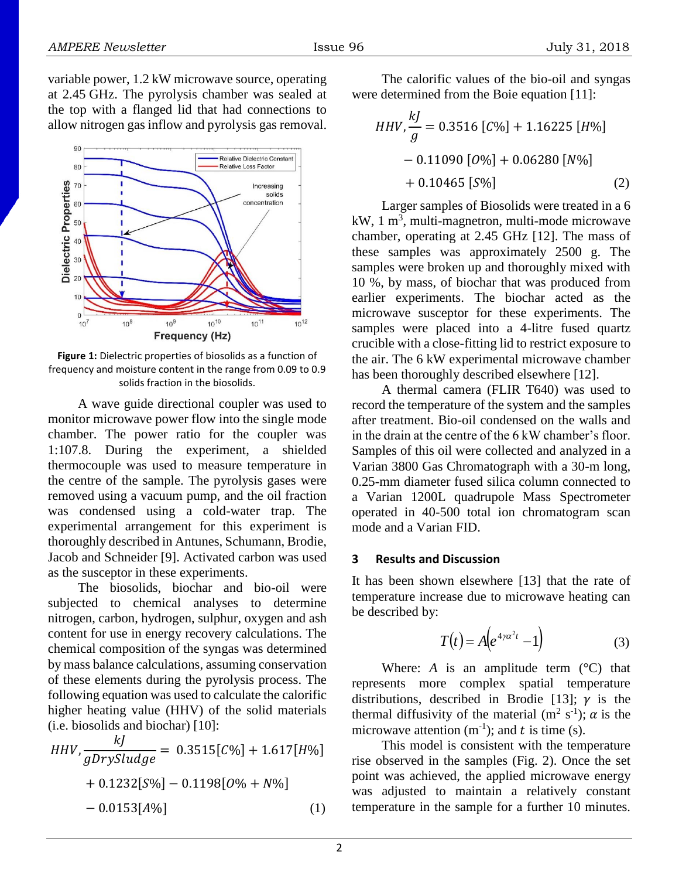variable power, 1.2 kW microwave source, operating at 2.45 GHz. The pyrolysis chamber was sealed at the top with a flanged lid that had connections to allow nitrogen gas inflow and pyrolysis gas removal.

**Figure 1:** Dielectric properties of biosolids as a function of frequency and moisture content in the range from 0.09 to 0.9 solids fraction in the biosolids.

A wave guide directional coupler was used to monitor microwave power flow into the single mode chamber. The power ratio for the coupler was 1:107.8. During the experiment, a shielded thermocouple was used to measure temperature in the centre of the sample. The pyrolysis gases were removed using a vacuum pump, and the oil fraction was condensed using a cold-water trap. The experimental arrangement for this experiment is thoroughly described in Antunes, Schumann, Brodie, Jacob and Schneider [9]. Activated carbon was used as the susceptor in these experiments.

The biosolids, biochar and bio-oil were subjected to chemical analyses to determine nitrogen, carbon, hydrogen, sulphur, oxygen and ash content for use in energy recovery calculations. The chemical composition of the syngas was determined by mass balance calculations, assuming conservation of these elements during the pyrolysis process. The following equation was used to calculate the calorific higher heating value (HHV) of the solid materials (i.e. biosolids and biochar) [10]:

$$HHV, \frac{kJ}{gDrySludge} = 0.3515[C\%] + 1.617[H\%] + 0.1232[S\%] - 0.1198[O\% + N\%] - 0.0153[A\%] \quad (1)$$

The calorific values of the bio-oil and syngas were determined from the Boie equation [11]:

$$HHV, \frac{kJ}{g} = 0.3516\,[C\%] + 1.16225\,[H\%] - 0.11090\,[O\%] + 0.06280\,[N\%] + 0.10465\,[S\%] \quad (2)$$

Larger samples of Biosolids were treated in a 6 kW, 1 $m^3$, multi-magnetron, multi-mode microwave chamber, operating at 2.45 GHz [12]. The mass of these samples was approximately 2500 g. The samples were broken up and thoroughly mixed with 10 %, by mass, of biochar that was produced from earlier experiments. The biochar acted as the microwave susceptor for these experiments. The samples were placed into a 4-litre fused quartz crucible with a close-fitting lid to restrict exposure to the air. The 6 kW experimental microwave chamber has been thoroughly described elsewhere [12].

A thermal camera (FLIR T640) was used to record the temperature of the system and the samples after treatment. Bio-oil condensed on the walls and in the drain at the centre of the 6 kW chamber's floor. Samples of this oil were collected and analyzed in a Varian 3800 Gas Chromatograph with a 30-m long, 0.25-mm diameter fused silica column connected to a Varian 1200L quadrupole Mass Spectrometer operated in 40-500 total ion chromatogram scan mode and a Varian FID.

## 3 Results and Discussion

It has been shown elsewhere [13] that the rate of temperature increase due to microwave heating can be described by:

$$T(t) = A\left(e^{4\gamma\alpha^2 t} - 1\right) \quad (3)$$

Where: $A$ is an amplitude term (°C) that represents more complex spatial temperature distributions, described in Brodie [13]; $\gamma$ is the thermal diffusivity of the material ($m^2\ s^{-1}$); $\alpha$ is the microwave attention ($m^{-1}$); and $t$ is time (s).

This model is consistent with the temperature rise observed in the samples (Fig. 2). Once the set point was achieved, the applied microwave energy was adjusted to maintain a relatively constant temperature in the sample for a further 10 minutes.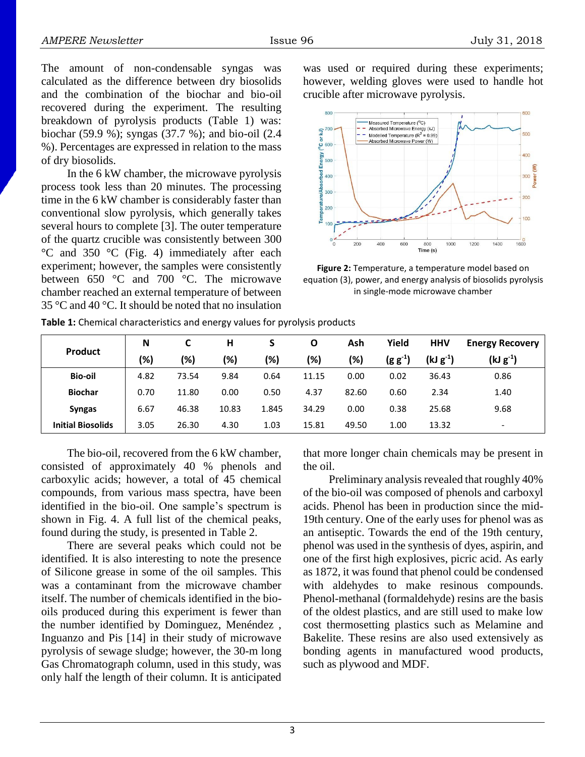The amount of non-condensable syngas was calculated as the difference between dry biosolids and the combination of the biochar and bio-oil recovered during the experiment. The resulting breakdown of pyrolysis products (Table 1) was: biochar (59.9 %); syngas (37.7 %); and bio-oil (2.4 %). Percentages are expressed in relation to the mass of dry biosolids.

In the 6 kW chamber, the microwave pyrolysis process took less than 20 minutes. The processing time in the 6 kW chamber is considerably faster than conventional slow pyrolysis, which generally takes several hours to complete [3]. The outer temperature of the quartz crucible was consistently between 300 °C and 350 °C (Fig. 4) immediately after each experiment; however, the samples were consistently between 650 °C and 700 °C. The microwave chamber reached an external temperature of between 35 °C and 40 °C. It should be noted that no insulation was used or required during these experiments; however, welding gloves were used to handle hot crucible after microwave pyrolysis.

**Figure 2:** Temperature, a temperature model based on equation (3), power, and energy analysis of biosolids pyrolysis in single-mode microwave chamber

**Table 1:** Chemical characteristics and energy values for pyrolysis products

| Product | N (%) | C (%) | H (%) | S (%) | O (%) | Ash (%) | Yield (g g$^{-1}$) | HHV (kJ g$^{-1}$) | Energy Recovery (kJ g$^{-1}$) |
|---|---|---|---|---|---|---|---|---|---|
| **Bio-oil** | 4.82 | 73.54 | 9.84 | 0.64 | 11.15 | 0.00 | 0.02 | 36.43 | 0.86 |
| **Biochar** | 0.70 | 11.80 | 0.00 | 0.50 | 4.37 | 82.60 | 0.60 | 2.34 | 1.40 |
| **Syngas** | 6.67 | 46.38 | 10.83 | 1.845 | 34.29 | 0.00 | 0.38 | 25.68 | 9.68 |
| **Initial Biosolids** | 3.05 | 26.30 | 4.30 | 1.03 | 15.81 | 49.50 | 1.00 | 13.32 | - |

The bio-oil, recovered from the 6 kW chamber, consisted of approximately 40 % phenols and carboxylic acids; however, a total of 45 chemical compounds, from various mass spectra, have been identified in the bio-oil. One sample's spectrum is shown in Fig. 4. A full list of the chemical peaks, found during the study, is presented in Table 2.

There are several peaks which could not be identified. It is also interesting to note the presence of Silicone grease in some of the oil samples. This was a contaminant from the microwave chamber itself. The number of chemicals identified in the bio-oils produced during this experiment is fewer than the number identified by Dominguez, Menéndez , Inguanzo and Pis [14] in their study of microwave pyrolysis of sewage sludge; however, the 30-m long Gas Chromatograph column, used in this study, was only half the length of their column. It is anticipated that more longer chain chemicals may be present in the oil.

Preliminary analysis revealed that roughly 40% of the bio-oil was composed of phenols and carboxyl acids. Phenol has been in production since the mid-19th century. One of the early uses for phenol was as an antiseptic. Towards the end of the 19th century, phenol was used in the synthesis of dyes, aspirin, and one of the first high explosives, picric acid. As early as 1872, it was found that phenol could be condensed with aldehydes to make resinous compounds. Phenol-methanal (formaldehyde) resins are the basis of the oldest plastics, and are still used to make low cost thermosetting plastics such as Melamine and Bakelite. These resins are also used extensively as bonding agents in manufactured wood products, such as plywood and MDF.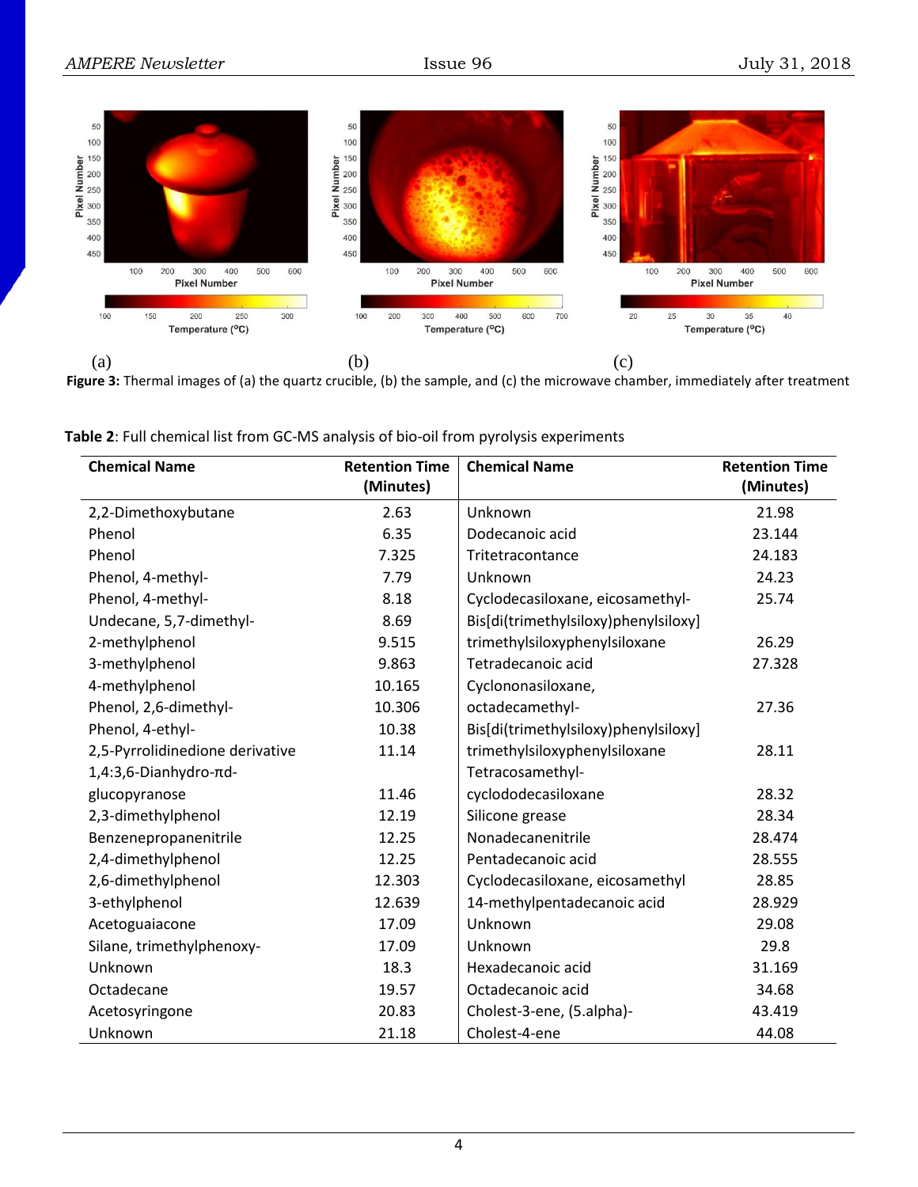(a) (b) (c)

**Figure 3:** Thermal images of (a) the quartz crucible, (b) the sample, and (c) the microwave chamber, immediately after treatment

**Table 2**: Full chemical list from GC-MS analysis of bio-oil from pyrolysis experiments

| Chemical Name | Retention Time (Minutes) | Chemical Name | Retention Time (Minutes) |
|---|---|---|---|
| 2,2-Dimethoxybutane | 2.63 | Unknown | 21.98 |
| Phenol | 6.35 | Dodecanoic acid | 23.144 |
| Phenol | 7.325 | Tritetracontance | 24.183 |
| Phenol, 4-methyl- | 7.79 | Unknown | 24.23 |
| Phenol, 4-methyl- | 8.18 | Cyclodecasiloxane, eicosamethyl- | 25.74 |
| Undecane, 5,7-dimethyl- | 8.69 | Bis[di(trimethylsiloxy)phenylsiloxy] trimethylsiloxyphenylsiloxane | 26.29 |
| 2-methylphenol | 9.515 | Tetradecanoic acid | 27.328 |
| 3-methylphenol | 9.863 | Cyclononasiloxane, octadecamethyl- | 27.36 |
| 4-methylphenol | 10.165 | Bis[di(trimethylsiloxy)phenylsiloxy] trimethylsiloxyphenylsiloxane | 28.11 |
| Phenol, 2,6-dimethyl- | 10.306 | Tetracosamethyl-cyclododecasiloxane | 28.32 |
| Phenol, 4-ethyl- | 10.38 | Silicone grease | 28.34 |
| 2,5-Pyrrolidinedione derivative | 11.14 | Nonadecanenitrile | 28.474 |
| 1,4:3,6-Dianhydro-πd-glucopyranose | 11.46 | Pentadecanoic acid | 28.555 |
| 2,3-dimethylphenol | 12.19 | Cyclodecasiloxane, eicosamethyl | 28.85 |
| Benzenepropanenitrile | 12.25 | 14-methylpentadecanoic acid | 28.929 |
| 2,4-dimethylphenol | 12.25 | Unknown | 29.08 |
| 2,6-dimethylphenol | 12.303 | Unknown | 29.8 |
| 3-ethylphenol | 12.639 | Hexadecanoic acid | 31.169 |
| Acetoguaiacone | 17.09 | Octadecanoic acid | 34.68 |
| Silane, trimethylphenoxy- | 17.09 | Cholest-3-ene, (5.alpha)- | 43.419 |
| Unknown | 18.3 | Cholest-4-ene | 44.08 |
| Octadecane | 19.57 | | |
| Acetosyringone | 20.83 | | |
| Unknown | 21.18 | | |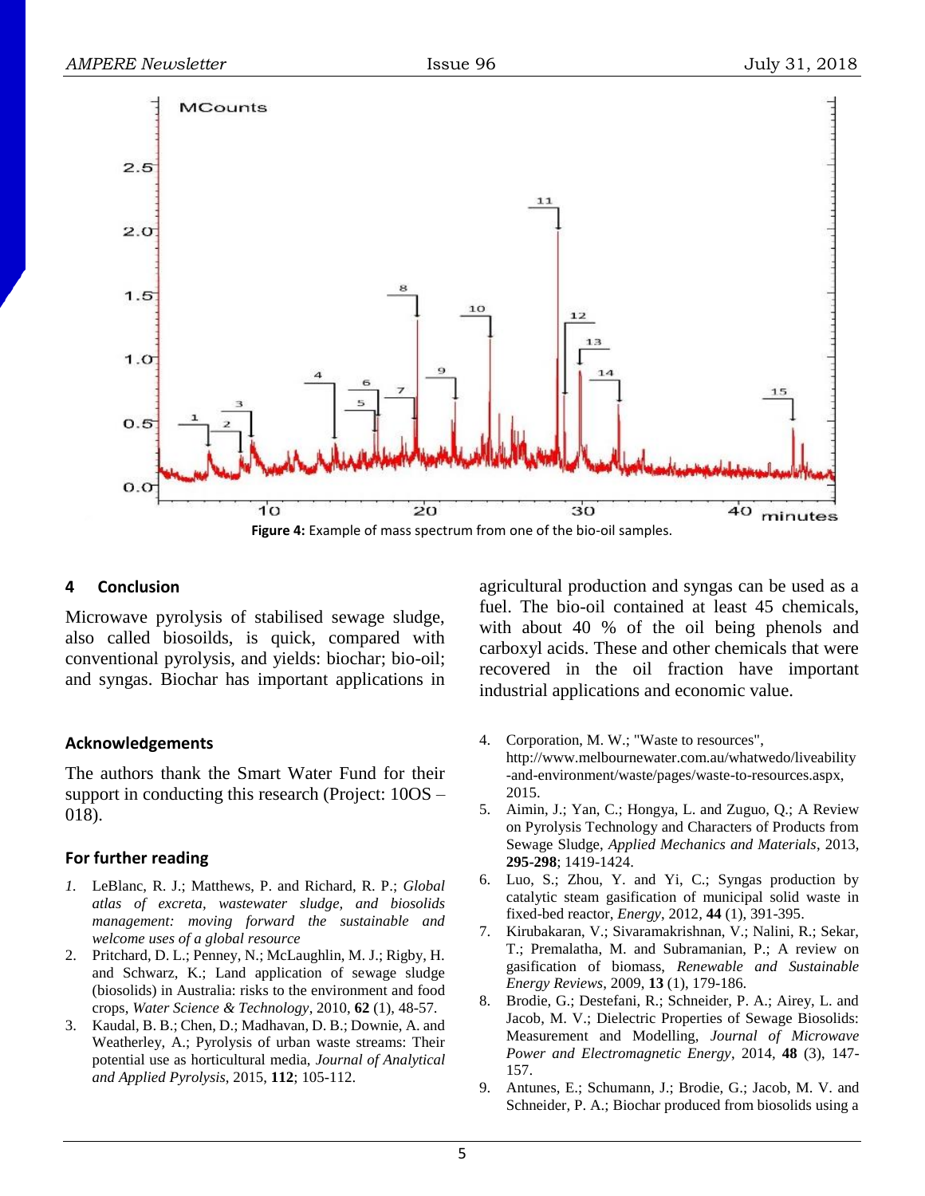Figure 4: Example of mass spectrum from one of the bio-oil samples.

## 4 Conclusion

Microwave pyrolysis of stabilised sewage sludge, also called biosoilds, is quick, compared with conventional pyrolysis, and yields: biochar; bio-oil; and syngas. Biochar has important applications in agricultural production and syngas can be used as a fuel. The bio-oil contained at least 45 chemicals, with about 40 % of the oil being phenols and carboxyl acids. These and other chemicals that were recovered in the oil fraction have important industrial applications and economic value.

### Acknowledgements

The authors thank the Smart Water Fund for their support in conducting this research (Project: 10OS – 018).

### For further reading

1. LeBlanc, R. J.; Matthews, P. and Richard, R. P.; *Global atlas of excreta, wastewater sludge, and biosolids management: moving forward the sustainable and welcome uses of a global resource*
2. Pritchard, D. L.; Penney, N.; McLaughlin, M. J.; Rigby, H. and Schwarz, K.; Land application of sewage sludge (biosolids) in Australia: risks to the environment and food crops, *Water Science & Technology*, 2010, **62** (1), 48-57.
3. Kaudal, B. B.; Chen, D.; Madhavan, D. B.; Downie, A. and Weatherley, A.; Pyrolysis of urban waste streams: Their potential use as horticultural media, *Journal of Analytical and Applied Pyrolysis*, 2015, **112**; 105-112.
4. Corporation, M. W.; "Waste to resources", http://www.melbournewater.com.au/whatwedo/liveability-and-environment/waste/pages/waste-to-resources.aspx, 2015.
5. Aimin, J.; Yan, C.; Hongya, L. and Zuguo, Q.; A Review on Pyrolysis Technology and Characters of Products from Sewage Sludge, *Applied Mechanics and Materials*, 2013, **295-298**; 1419-1424.
6. Luo, S.; Zhou, Y. and Yi, C.; Syngas production by catalytic steam gasification of municipal solid waste in fixed-bed reactor, *Energy*, 2012, **44** (1), 391-395.
7. Kirubakaran, V.; Sivaramakrishnan, V.; Nalini, R.; Sekar, T.; Premalatha, M. and Subramanian, P.; A review on gasification of biomass, *Renewable and Sustainable Energy Reviews*, 2009, **13** (1), 179-186.
8. Brodie, G.; Destefani, R.; Schneider, P. A.; Airey, L. and Jacob, M. V.; Dielectric Properties of Sewage Biosolids: Measurement and Modelling, *Journal of Microwave Power and Electromagnetic Energy*, 2014, **48** (3), 147-157.
9. Antunes, E.; Schumann, J.; Brodie, G.; Jacob, M. V. and Schneider, P. A.; Biochar produced from biosolids using a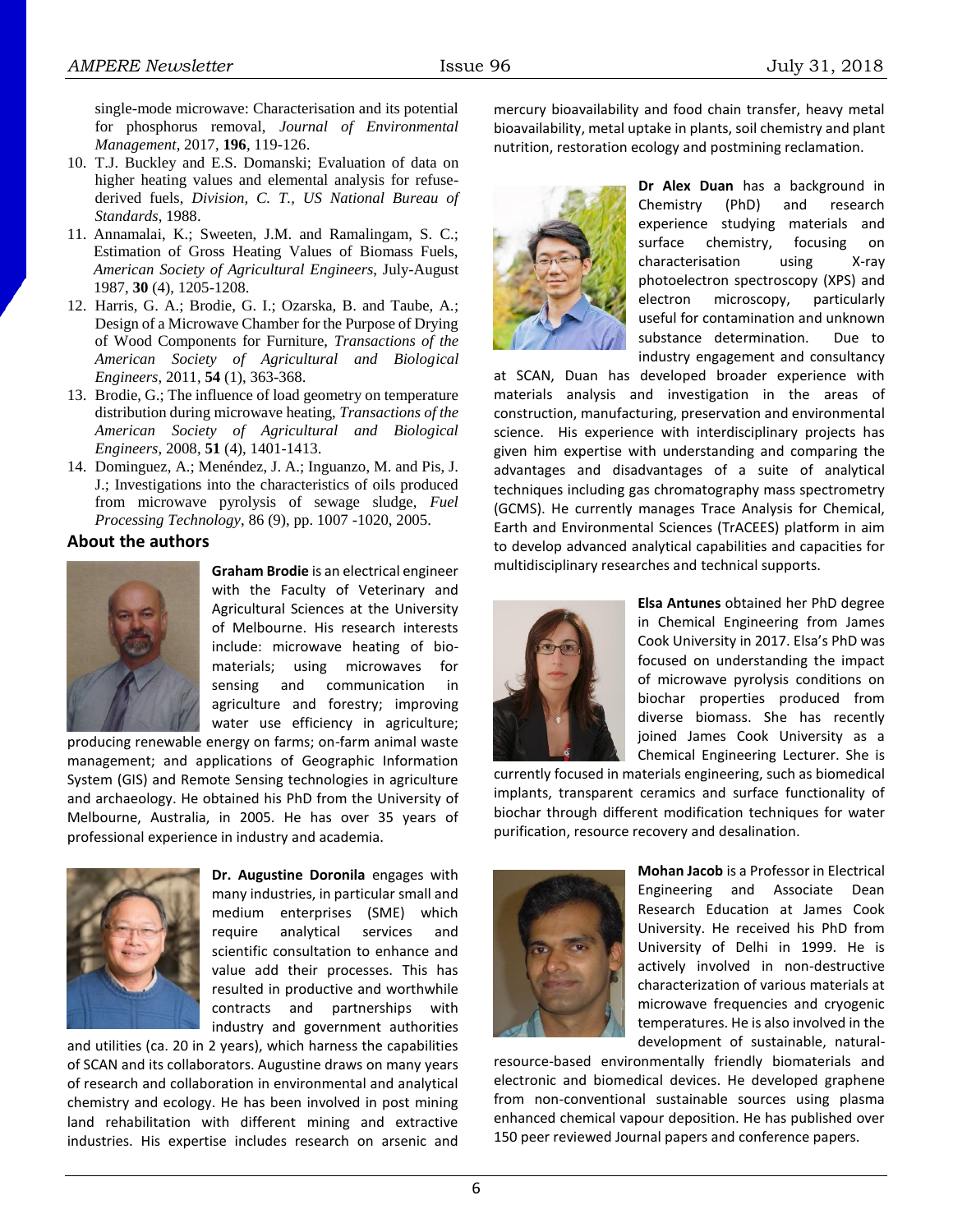single-mode microwave: Characterisation and its potential for phosphorus removal, *Journal of Environmental Management*, 2017, **196**, 119-126.

10. T.J. Buckley and E.S. Domanski; Evaluation of data on higher heating values and elemental analysis for refuse-derived fuels, *Division, C. T., US National Bureau of Standards*, 1988.
11. Annamalai, K.; Sweeten, J.M. and Ramalingam, S. C.; Estimation of Gross Heating Values of Biomass Fuels, *American Society of Agricultural Engineers*, July-August 1987, **30** (4), 1205-1208.
12. Harris, G. A.; Brodie, G. I.; Ozarska, B. and Taube, A.; Design of a Microwave Chamber for the Purpose of Drying of Wood Components for Furniture, *Transactions of the American Society of Agricultural and Biological Engineers*, 2011, **54** (1), 363-368.
13. Brodie, G.; The influence of load geometry on temperature distribution during microwave heating, *Transactions of the American Society of Agricultural and Biological Engineers*, 2008, **51** (4), 1401-1413.
14. Dominguez, A.; Menéndez, J. A.; Inguanzo, M. and Pis, J. J.; Investigations into the characteristics of oils produced from microwave pyrolysis of sewage sludge, *Fuel Processing Technology*, 86 (9), pp. 1007 -1020, 2005.

## About the authors

**Graham Brodie** is an electrical engineer with the Faculty of Veterinary and Agricultural Sciences at the University of Melbourne. His research interests include: microwave heating of bio-materials; using microwaves for sensing and communication in agriculture and forestry; improving water use efficiency in agriculture; producing renewable energy on farms; on-farm animal waste management; and applications of Geographic Information System (GIS) and Remote Sensing technologies in agriculture and archaeology. He obtained his PhD from the University of Melbourne, Australia, in 2005. He has over 35 years of professional experience in industry and academia.

**Dr. Augustine Doronila** engages with many industries, in particular small and medium enterprises (SME) which require analytical services and scientific consultation to enhance and value add their processes. This has resulted in productive and worthwhile contracts and partnerships with industry and government authorities and utilities (ca. 20 in 2 years), which harness the capabilities of SCAN and its collaborators. Augustine draws on many years of research and collaboration in environmental and analytical chemistry and ecology. He has been involved in post mining land rehabilitation with different mining and extractive industries. His expertise includes research on arsenic and mercury bioavailability and food chain transfer, heavy metal bioavailability, metal uptake in plants, soil chemistry and plant nutrition, restoration ecology and postmining reclamation.

**Dr Alex Duan** has a background in Chemistry (PhD) and research experience studying materials and surface chemistry, focusing on characterisation using X-ray photoelectron spectroscopy (XPS) and electron microscopy, particularly useful for contamination and unknown substance determination. Due to industry engagement and consultancy at SCAN, Duan has developed broader experience with materials analysis and investigation in the areas of construction, manufacturing, preservation and environmental science. His experience with interdisciplinary projects has given him expertise with understanding and comparing the advantages and disadvantages of a suite of analytical techniques including gas chromatography mass spectrometry (GCMS). He currently manages Trace Analysis for Chemical, Earth and Environmental Sciences (TrACEES) platform in aim to develop advanced analytical capabilities and capacities for multidisciplinary researches and technical supports.

**Elsa Antunes** obtained her PhD degree in Chemical Engineering from James Cook University in 2017. Elsa's PhD was focused on understanding the impact of microwave pyrolysis conditions on biochar properties produced from diverse biomass. She has recently joined James Cook University as a Chemical Engineering Lecturer. She is currently focused in materials engineering, such as biomedical implants, transparent ceramics and surface functionality of biochar through different modification techniques for water purification, resource recovery and desalination.

**Mohan Jacob** is a Professor in Electrical Engineering and Associate Dean Research Education at James Cook University. He received his PhD from University of Delhi in 1999. He is actively involved in non-destructive characterization of various materials at microwave frequencies and cryogenic temperatures. He is also involved in the development of sustainable, natural-resource-based environmentally friendly biomaterials and electronic and biomedical devices. He developed graphene from non-conventional sustainable sources using plasma enhanced chemical vapour deposition. He has published over 150 peer reviewed Journal papers and conference papers.